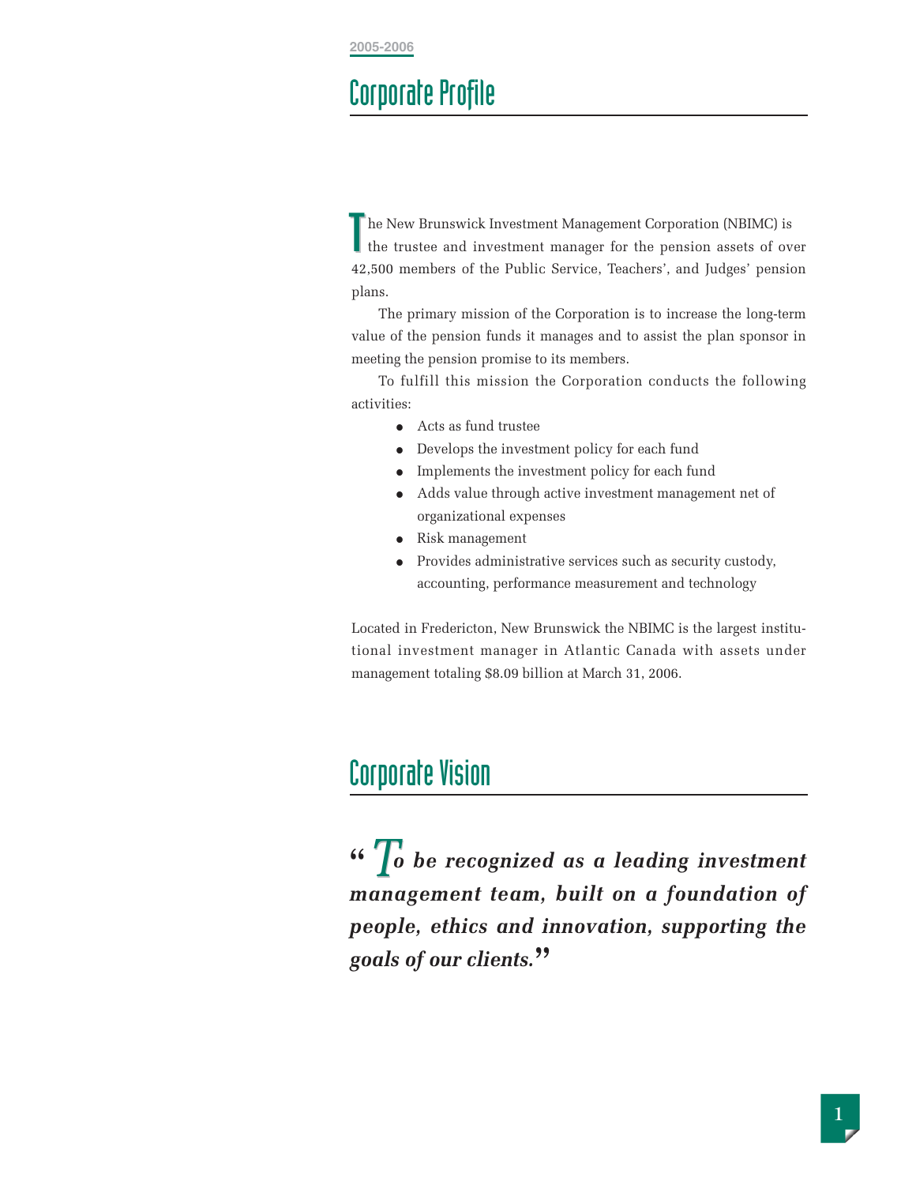2005-2006

## Corporate Profile

The New Brunswick Investment Management Corporation (NBIMC) is the trustee and investment manager for the pension assets of over 42,500 members of the Public Service, Teachers', and Judges' pension plans.

The primary mission of the Corporation is to increase the long-term value of the pension funds it manages and to assist the plan sponsor in meeting the pension promise to its members.

To fulfill this mission the Corporation conducts the following activities:

- Acts as fund trustee
- Develops the investment policy for each fund
- Implements the investment policy for each fund
- Adds value through active investment management net of organizational expenses
- Risk management
- Provides administrative services such as security custody, accounting, performance measurement and technology

Located in Fredericton, New Brunswick the NBIMC is the largest institutional investment manager in Atlantic Canada with assets under management totaling $8.09 billion at March 31, 2006.

## Corporate Vision

***"To be recognized as a leading investment management team, built on a foundation of people, ethics and innovation, supporting the goals of our clients."***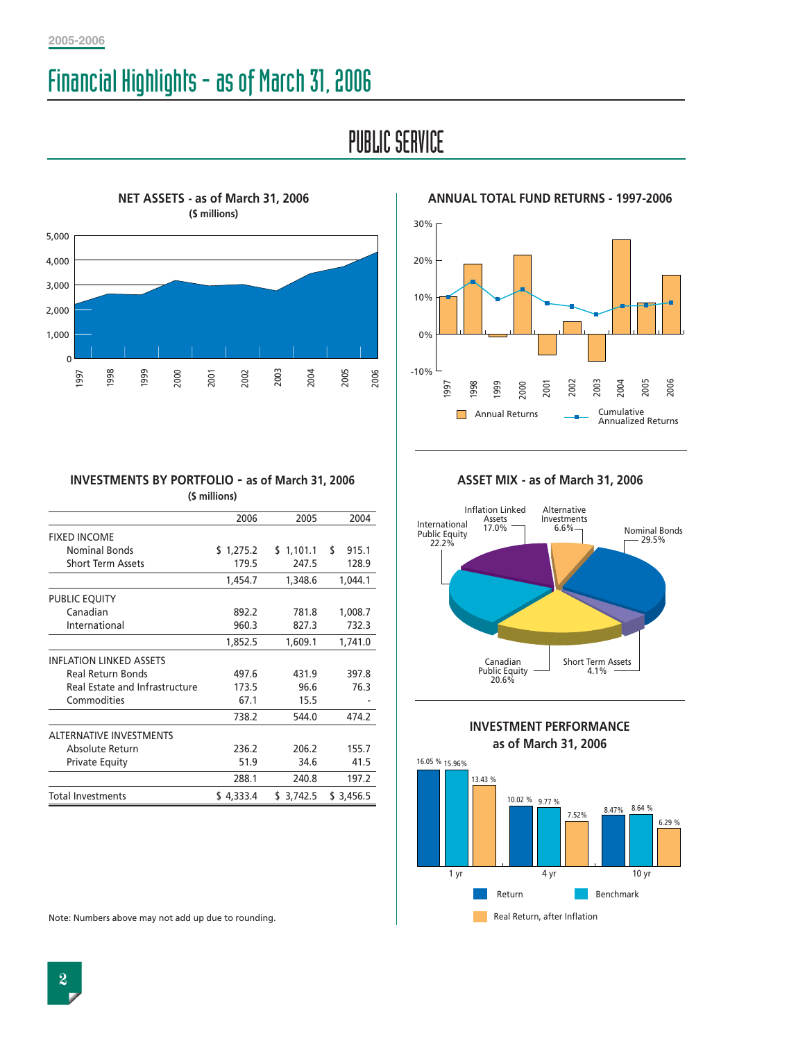# Financial Highlights – as of March 31, 2006

## PUBLIC SERVICE

### NET ASSETS - as of March 31, 2006
($ millions)

### ANNUAL TOTAL FUND RETURNS - 1997-2006

Annual Returns

Cumulative Annualized Returns

### INVESTMENTS BY PORTFOLIO - as of March 31, 2006
($ millions)

| | 2006 | 2005 | 2004 |
|---|---|---|---|
| FIXED INCOME | | | |
| Nominal Bonds | $ 1,275.2 | $ 1,101.1 | $ 915.1 |
| Short Term Assets | 179.5 | 247.5 | 128.9 |
| | 1,454.7 | 1,348.6 | 1,044.1 |
| PUBLIC EQUITY | | | |
| Canadian | 892.2 | 781.8 | 1,008.7 |
| International | 960.3 | 827.3 | 732.3 |
| | 1,852.5 | 1,609.1 | 1,741.0 |
| INFLATION LINKED ASSETS | | | |
| Real Return Bonds | 497.6 | 431.9 | 397.8 |
| Real Estate and Infrastructure | 173.5 | 96.6 | 76.3 |
| Commodities | 67.1 | 15.5 | - |
| | 738.2 | 544.0 | 474.2 |
| ALTERNATIVE INVESTMENTS | | | |
| Absolute Return | 236.2 | 206.2 | 155.7 |
| Private Equity | 51.9 | 34.6 | 41.5 |
| | 288.1 | 240.8 | 197.2 |
| Total Investments | $ 4,333.4 | $ 3,742.5 | $ 3,456.5 |

Note: Numbers above may not add up due to rounding.

### ASSET MIX - as of March 31, 2006

- Nominal Bonds 29.5%
- Short Term Assets 4.1%
- Canadian Public Equity 20.6%
- International Public Equity 22.2%
- Inflation Linked Assets 17.0%
- Alternative Investments 6.6%

### INVESTMENT PERFORMANCE as of March 31, 2006

| | Return | Benchmark | Real Return, after Inflation |
|---|---|---|---|
| 1 yr | 16.05 % | 15.96% | 13.43 % |
| 4 yr | 10.02 % | 9.77 % | 7.52% |
| 10 yr | 8.47% | 8.64 % | 6.29 % |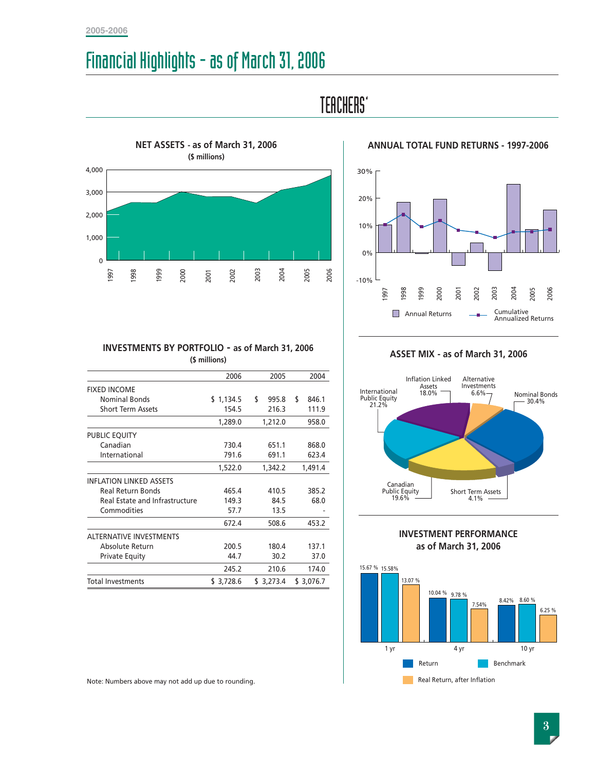# Financial Highlights - as of March 31, 2006

TEACHERS'

**NET ASSETS - as of March 31, 2006**
**($ millions)**

**ANNUAL TOTAL FUND RETURNS - 1997-2006**

Annual Returns — Cumulative Annualized Returns

**INVESTMENTS BY PORTFOLIO - as of March 31, 2006**
**($ millions)**

| | 2006 | 2005 | 2004 |
|---|---|---|---|
| FIXED INCOME | | | |
| Nominal Bonds | $ 1,134.5 | $ 995.8 | $ 846.1 |
| Short Term Assets | 154.5 | 216.3 | 111.9 |
| | 1,289.0 | 1,212.0 | 958.0 |
| PUBLIC EQUITY | | | |
| Canadian | 730.4 | 651.1 | 868.0 |
| International | 791.6 | 691.1 | 623.4 |
| | 1,522.0 | 1,342.2 | 1,491.4 |
| INFLATION LINKED ASSETS | | | |
| Real Return Bonds | 465.4 | 410.5 | 385.2 |
| Real Estate and Infrastructure | 149.3 | 84.5 | 68.0 |
| Commodities | 57.7 | 13.5 | - |
| | 672.4 | 508.6 | 453.2 |
| ALTERNATIVE INVESTMENTS | | | |
| Absolute Return | 200.5 | 180.4 | 137.1 |
| Private Equity | 44.7 | 30.2 | 37.0 |
| | 245.2 | 210.6 | 174.0 |
| Total Investments | $ 3,728.6 | $ 3,273.4 | $ 3,076.7 |

Note: Numbers above may not add up due to rounding.

**ASSET MIX - as of March 31, 2006**

- Nominal Bonds 30.4%
- Short Term Assets 4.1%
- Canadian Public Equity 19.6%
- International Public Equity 21.2%
- Inflation Linked Assets 18.0%
- Alternative Investments 6.6%

**INVESTMENT PERFORMANCE as of March 31, 2006**

| | Return | Benchmark | Real Return, after Inflation |
|---|---|---|---|
| 1 yr | 15.67 % | 15.58% | 13.07 % |
| 4 yr | 10.04 % | 9.78 % | 7.54% |
| 10 yr | 8.42% | 8.60 % | 6.25 % |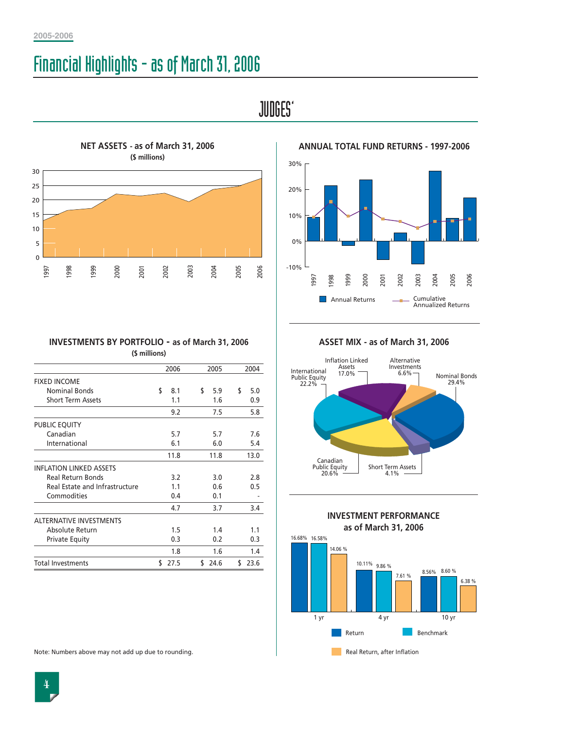# Financial Highlights - as of March 31, 2006

## JUDGES'

### NET ASSETS - as of March 31, 2006

($ millions)

### ANNUAL TOTAL FUND RETURNS - 1997-2006

### INVESTMENTS BY PORTFOLIO - as of March 31, 2006

($ millions)

| | 2006 | 2005 | 2004 |
|---|---|---|---|
| FIXED INCOME | | | |
| Nominal Bonds | $ 8.1 | $ 5.9 | $ 5.0 |
| Short Term Assets | 1.1 | 1.6 | 0.9 |
| | 9.2 | 7.5 | 5.8 |
| PUBLIC EQUITY | | | |
| Canadian | 5.7 | 5.7 | 7.6 |
| International | 6.1 | 6.0 | 5.4 |
| | 11.8 | 11.8 | 13.0 |
| INFLATION LINKED ASSETS | | | |
| Real Return Bonds | 3.2 | 3.0 | 2.8 |
| Real Estate and Infrastructure | 1.1 | 0.6 | 0.5 |
| Commodities | 0.4 | 0.1 | - |
| | 4.7 | 3.7 | 3.4 |
| ALTERNATIVE INVESTMENTS | | | |
| Absolute Return | 1.5 | 1.4 | 1.1 |
| Private Equity | 0.3 | 0.2 | 0.3 |
| | 1.8 | 1.6 | 1.4 |
| Total Investments | $ 27.5 | $ 24.6 | $ 23.6 |

Note: Numbers above may not add up due to rounding.

### ASSET MIX - as of March 31, 2006

- Nominal Bonds 29.4%
- International Public Equity 22.2%
- Canadian Public Equity 20.6%
- Inflation Linked Assets 17.0%
- Alternative Investments 6.6%
- Short Term Assets 4.1%

### INVESTMENT PERFORMANCE as of March 31, 2006

| | Return | Benchmark | Real Return, after Inflation |
|---|---|---|---|
| 1 yr | 16.68% | 16.58% | 14.06 % |
| 4 yr | 10.11% | 9.86 % | 7.61 % |
| 10 yr | 8.56% | 8.60 % | 6.38 % |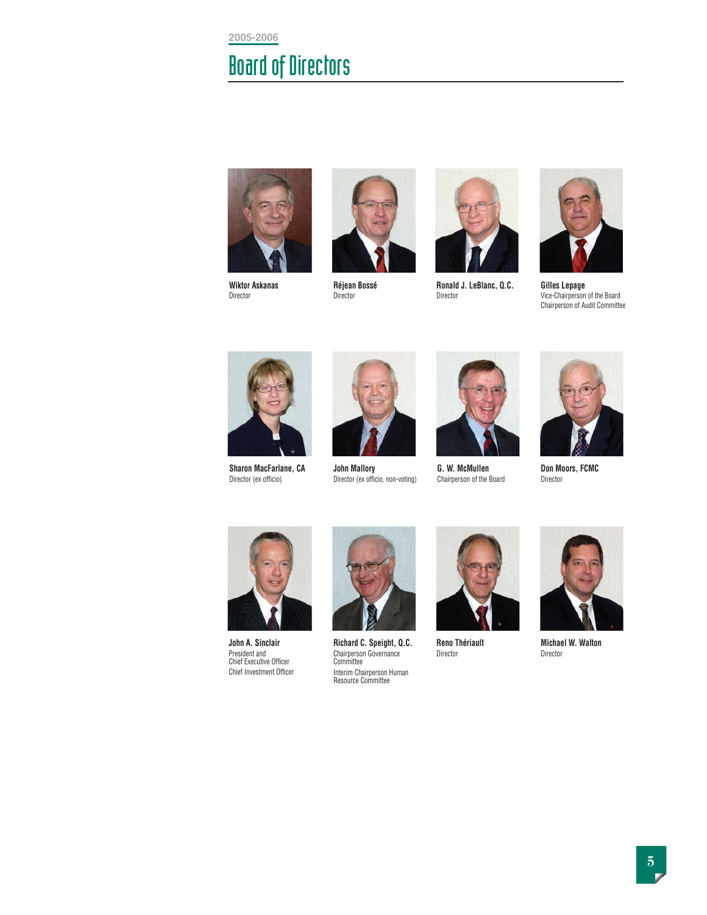2005-2006

# Board of Directors

**Wiktor Askanas**
Director

**Réjean Bossé**
Director

**Ronald J. LeBlanc, Q.C.**
Director

**Gilles Lepage**
Vice-Chairperson of the Board
Chairperson of Audit Committee

**Sharon MacFarlane, CA**
Director (ex officio)

**John Mallory**
Director (ex officio, non-voting)

**G. W. McMullen**
Chairperson of the Board

**Don Moors, FCMC**
Director

**John A. Sinclair**
President and
Chief Executive Officer
Chief Investment Officer

**Richard C. Speight, Q.C.**
Chairperson Governance Committee
Interim Chairperson Human Resource Committee

**Reno Thériault**
Director

**Michael W. Walton**
Director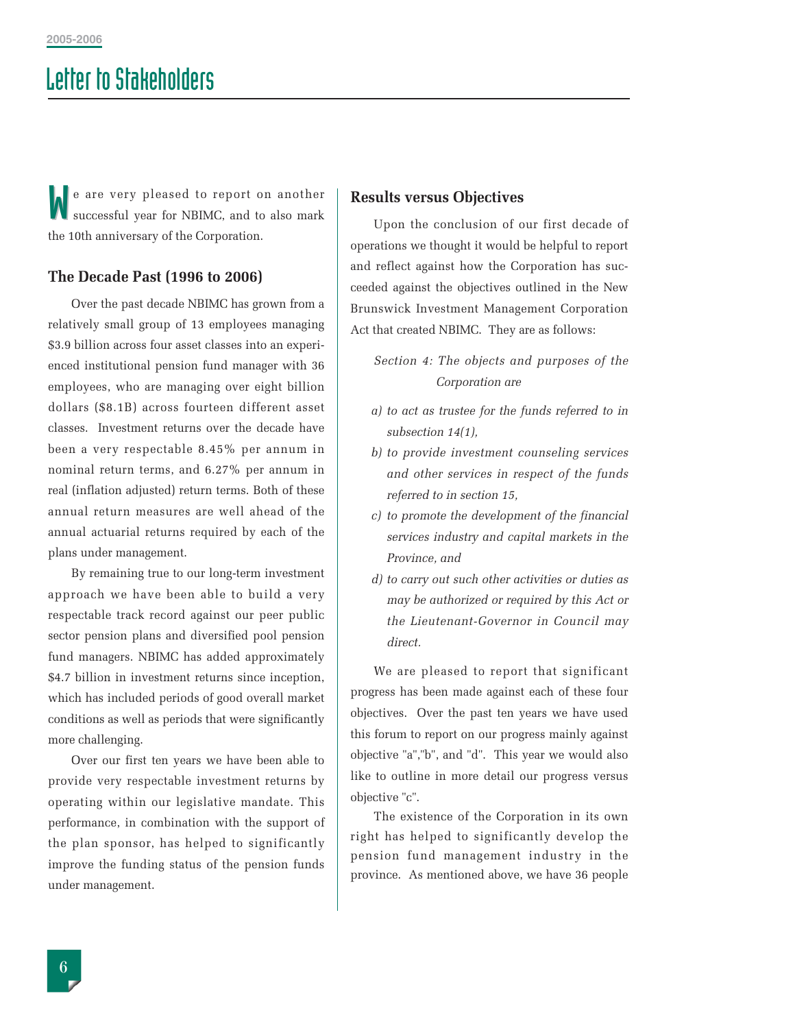# Letter to Stakeholders

We are very pleased to report on another successful year for NBIMC, and to also mark the 10th anniversary of the Corporation.

### The Decade Past (1996 to 2006)

Over the past decade NBIMC has grown from a relatively small group of 13 employees managing $3.9 billion across four asset classes into an experienced institutional pension fund manager with 36 employees, who are managing over eight billion dollars ($8.1B) across fourteen different asset classes. Investment returns over the decade have been a very respectable 8.45% per annum in nominal return terms, and 6.27% per annum in real (inflation adjusted) return terms. Both of these annual return measures are well ahead of the annual actuarial returns required by each of the plans under management.

By remaining true to our long-term investment approach we have been able to build a very respectable track record against our peer public sector pension plans and diversified pool pension fund managers. NBIMC has added approximately $4.7 billion in investment returns since inception, which has included periods of good overall market conditions as well as periods that were significantly more challenging.

Over our first ten years we have been able to provide very respectable investment returns by operating within our legislative mandate. This performance, in combination with the support of the plan sponsor, has helped to significantly improve the funding status of the pension funds under management.

### Results versus Objectives

Upon the conclusion of our first decade of operations we thought it would be helpful to report and reflect against how the Corporation has succeeded against the objectives outlined in the New Brunswick Investment Management Corporation Act that created NBIMC. They are as follows:

*Section 4: The objects and purposes of the Corporation are*

- *a) to act as trustee for the funds referred to in subsection 14(1),*
- *b) to provide investment counseling services and other services in respect of the funds referred to in section 15,*
- *c) to promote the development of the financial services industry and capital markets in the Province, and*
- *d) to carry out such other activities or duties as may be authorized or required by this Act or the Lieutenant-Governor in Council may direct.*

We are pleased to report that significant progress has been made against each of these four objectives. Over the past ten years we have used this forum to report on our progress mainly against objective "a","b", and "d". This year we would also like to outline in more detail our progress versus objective "c".

The existence of the Corporation in its own right has helped to significantly develop the pension fund management industry in the province. As mentioned above, we have 36 people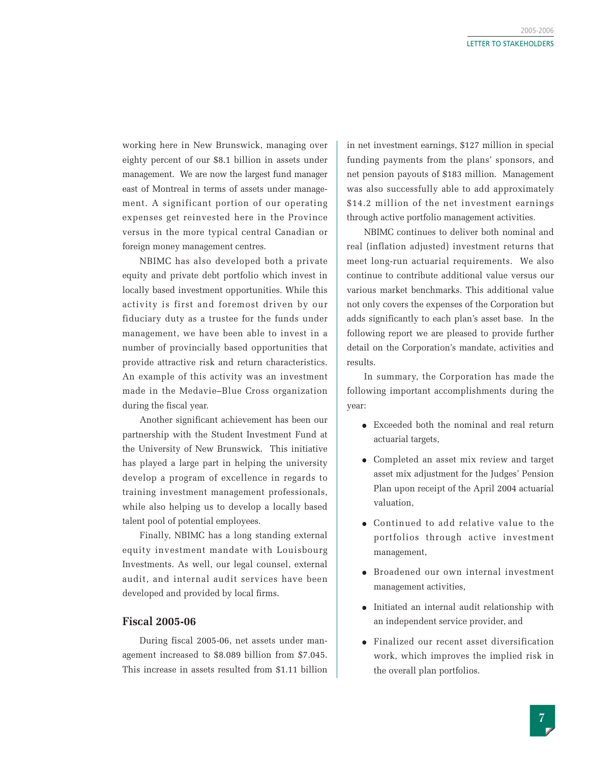working here in New Brunswick, managing over eighty percent of our $8.1 billion in assets under management. We are now the largest fund manager east of Montreal in terms of assets under management. A significant portion of our operating expenses get reinvested here in the Province versus in the more typical central Canadian or foreign money management centres.

NBIMC has also developed both a private equity and private debt portfolio which invest in locally based investment opportunities. While this activity is first and foremost driven by our fiduciary duty as a trustee for the funds under management, we have been able to invest in a number of provincially based opportunities that provide attractive risk and return characteristics. An example of this activity was an investment made in the Medavie–Blue Cross organization during the fiscal year.

Another significant achievement has been our partnership with the Student Investment Fund at the University of New Brunswick. This initiative has played a large part in helping the university develop a program of excellence in regards to training investment management professionals, while also helping us to develop a locally based talent pool of potential employees.

Finally, NBIMC has a long standing external equity investment mandate with Louisbourg Investments. As well, our legal counsel, external audit, and internal audit services have been developed and provided by local firms.

## Fiscal 2005-06

During fiscal 2005-06, net assets under management increased to $8.089 billion from $7.045. This increase in assets resulted from $1.11 billion in net investment earnings, $127 million in special funding payments from the plans' sponsors, and net pension payouts of $183 million. Management was also successfully able to add approximately $14.2 million of the net investment earnings through active portfolio management activities.

NBIMC continues to deliver both nominal and real (inflation adjusted) investment returns that meet long-run actuarial requirements. We also continue to contribute additional value versus our various market benchmarks. This additional value not only covers the expenses of the Corporation but adds significantly to each plan's asset base. In the following report we are pleased to provide further detail on the Corporation's mandate, activities and results.

In summary, the Corporation has made the following important accomplishments during the year:

- Exceeded both the nominal and real return actuarial targets,
- Completed an asset mix review and target asset mix adjustment for the Judges' Pension Plan upon receipt of the April 2004 actuarial valuation,
- Continued to add relative value to the portfolios through active investment management,
- Broadened our own internal investment management activities,
- Initiated an internal audit relationship with an independent service provider, and
- Finalized our recent asset diversification work, which improves the implied risk in the overall plan portfolios.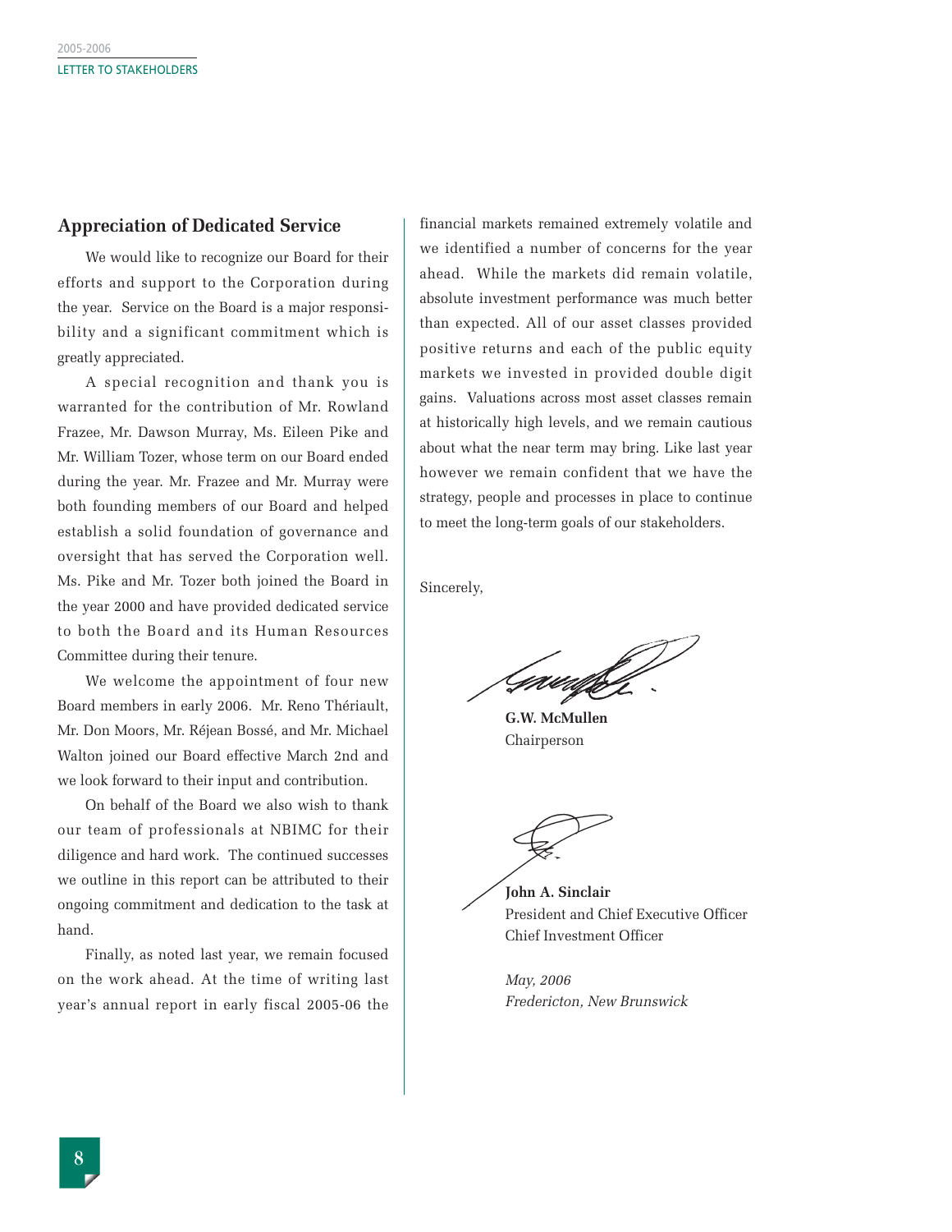## Appreciation of Dedicated Service

We would like to recognize our Board for their efforts and support to the Corporation during the year. Service on the Board is a major responsibility and a significant commitment which is greatly appreciated.

A special recognition and thank you is warranted for the contribution of Mr. Rowland Frazee, Mr. Dawson Murray, Ms. Eileen Pike and Mr. William Tozer, whose term on our Board ended during the year. Mr. Frazee and Mr. Murray were both founding members of our Board and helped establish a solid foundation of governance and oversight that has served the Corporation well. Ms. Pike and Mr. Tozer both joined the Board in the year 2000 and have provided dedicated service to both the Board and its Human Resources Committee during their tenure.

We welcome the appointment of four new Board members in early 2006. Mr. Reno Thériault, Mr. Don Moors, Mr. Réjean Bossé, and Mr. Michael Walton joined our Board effective March 2nd and we look forward to their input and contribution.

On behalf of the Board we also wish to thank our team of professionals at NBIMC for their diligence and hard work. The continued successes we outline in this report can be attributed to their ongoing commitment and dedication to the task at hand.

Finally, as noted last year, we remain focused on the work ahead. At the time of writing last year's annual report in early fiscal 2005-06 the financial markets remained extremely volatile and we identified a number of concerns for the year ahead. While the markets did remain volatile, absolute investment performance was much better than expected. All of our asset classes provided positive returns and each of the public equity markets we invested in provided double digit gains. Valuations across most asset classes remain at historically high levels, and we remain cautious about what the near term may bring. Like last year however we remain confident that we have the strategy, people and processes in place to continue to meet the long-term goals of our stakeholders.

Sincerely,

**G.W. McMullen**
Chairperson

**John A. Sinclair**
President and Chief Executive Officer
Chief Investment Officer

*May, 2006*
*Fredericton, New Brunswick*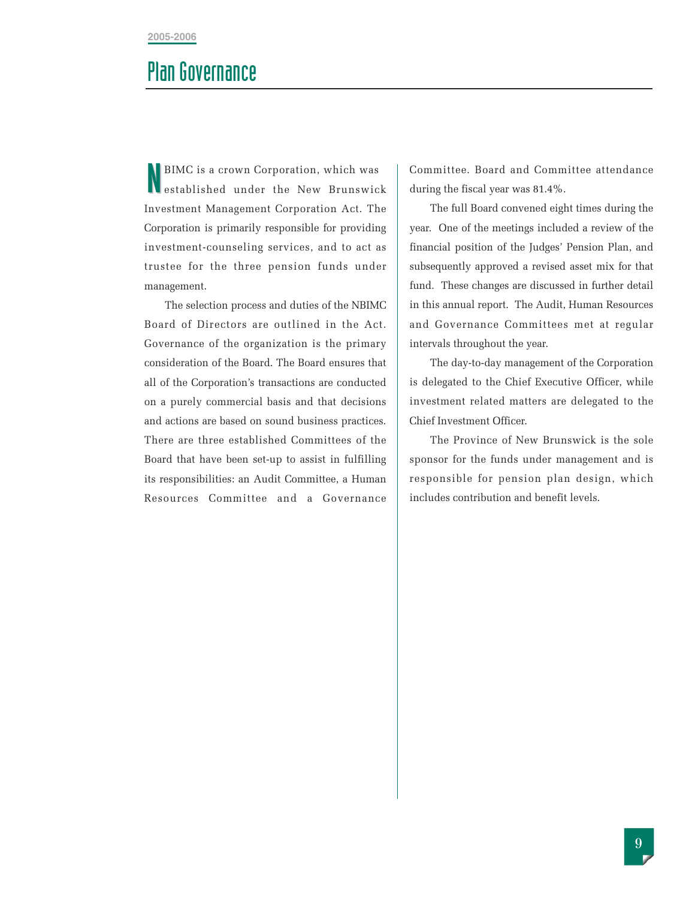# Plan Governance

NBIMC is a crown Corporation, which was established under the New Brunswick Investment Management Corporation Act. The Corporation is primarily responsible for providing investment-counseling services, and to act as trustee for the three pension funds under management.

The selection process and duties of the NBIMC Board of Directors are outlined in the Act. Governance of the organization is the primary consideration of the Board. The Board ensures that all of the Corporation's transactions are conducted on a purely commercial basis and that decisions and actions are based on sound business practices. There are three established Committees of the Board that have been set-up to assist in fulfilling its responsibilities: an Audit Committee, a Human Resources Committee and a Governance Committee. Board and Committee attendance during the fiscal year was 81.4%.

The full Board convened eight times during the year. One of the meetings included a review of the financial position of the Judges' Pension Plan, and subsequently approved a revised asset mix for that fund. These changes are discussed in further detail in this annual report. The Audit, Human Resources and Governance Committees met at regular intervals throughout the year.

The day-to-day management of the Corporation is delegated to the Chief Executive Officer, while investment related matters are delegated to the Chief Investment Officer.

The Province of New Brunswick is the sole sponsor for the funds under management and is responsible for pension plan design, which includes contribution and benefit levels.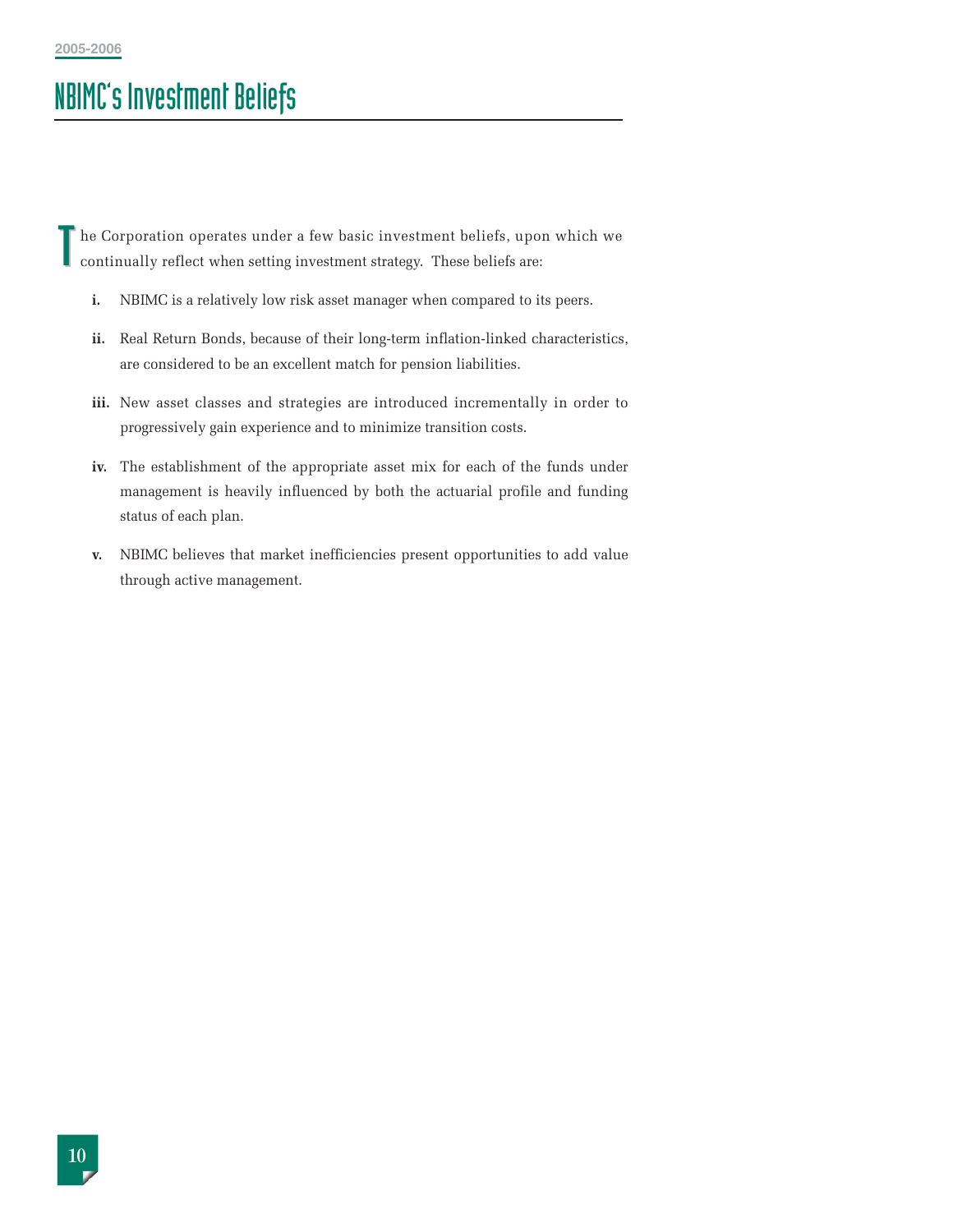# NBIMC's Investment Beliefs

The Corporation operates under a few basic investment beliefs, upon which we continually reflect when setting investment strategy. These beliefs are:

- **i.** NBIMC is a relatively low risk asset manager when compared to its peers.
- **ii.** Real Return Bonds, because of their long-term inflation-linked characteristics, are considered to be an excellent match for pension liabilities.
- **iii.** New asset classes and strategies are introduced incrementally in order to progressively gain experience and to minimize transition costs.
- **iv.** The establishment of the appropriate asset mix for each of the funds under management is heavily influenced by both the actuarial profile and funding status of each plan.
- **v.** NBIMC believes that market inefficiencies present opportunities to add value through active management.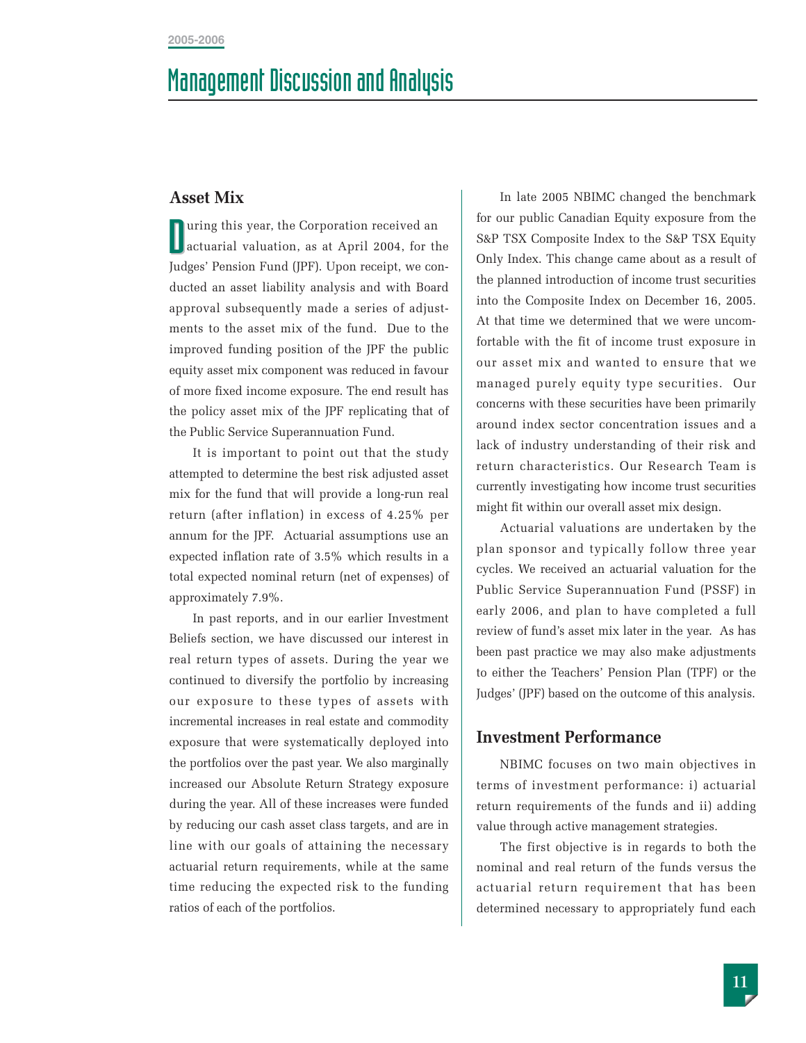# Management Discussion and Analysis

## Asset Mix

During this year, the Corporation received an actuarial valuation, as at April 2004, for the Judges' Pension Fund (JPF). Upon receipt, we conducted an asset liability analysis and with Board approval subsequently made a series of adjustments to the asset mix of the fund. Due to the improved funding position of the JPF the public equity asset mix component was reduced in favour of more fixed income exposure. The end result has the policy asset mix of the JPF replicating that of the Public Service Superannuation Fund.

It is important to point out that the study attempted to determine the best risk adjusted asset mix for the fund that will provide a long-run real return (after inflation) in excess of 4.25% per annum for the JPF. Actuarial assumptions use an expected inflation rate of 3.5% which results in a total expected nominal return (net of expenses) of approximately 7.9%.

In past reports, and in our earlier Investment Beliefs section, we have discussed our interest in real return types of assets. During the year we continued to diversify the portfolio by increasing our exposure to these types of assets with incremental increases in real estate and commodity exposure that were systematically deployed into the portfolios over the past year. We also marginally increased our Absolute Return Strategy exposure during the year. All of these increases were funded by reducing our cash asset class targets, and are in line with our goals of attaining the necessary actuarial return requirements, while at the same time reducing the expected risk to the funding ratios of each of the portfolios.

In late 2005 NBIMC changed the benchmark for our public Canadian Equity exposure from the S&P TSX Composite Index to the S&P TSX Equity Only Index. This change came about as a result of the planned introduction of income trust securities into the Composite Index on December 16, 2005. At that time we determined that we were uncomfortable with the fit of income trust exposure in our asset mix and wanted to ensure that we managed purely equity type securities. Our concerns with these securities have been primarily around index sector concentration issues and a lack of industry understanding of their risk and return characteristics. Our Research Team is currently investigating how income trust securities might fit within our overall asset mix design.

Actuarial valuations are undertaken by the plan sponsor and typically follow three year cycles. We received an actuarial valuation for the Public Service Superannuation Fund (PSSF) in early 2006, and plan to have completed a full review of fund's asset mix later in the year. As has been past practice we may also make adjustments to either the Teachers' Pension Plan (TPF) or the Judges' (JPF) based on the outcome of this analysis.

## Investment Performance

NBIMC focuses on two main objectives in terms of investment performance: i) actuarial return requirements of the funds and ii) adding value through active management strategies.

The first objective is in regards to both the nominal and real return of the funds versus the actuarial return requirement that has been determined necessary to appropriately fund each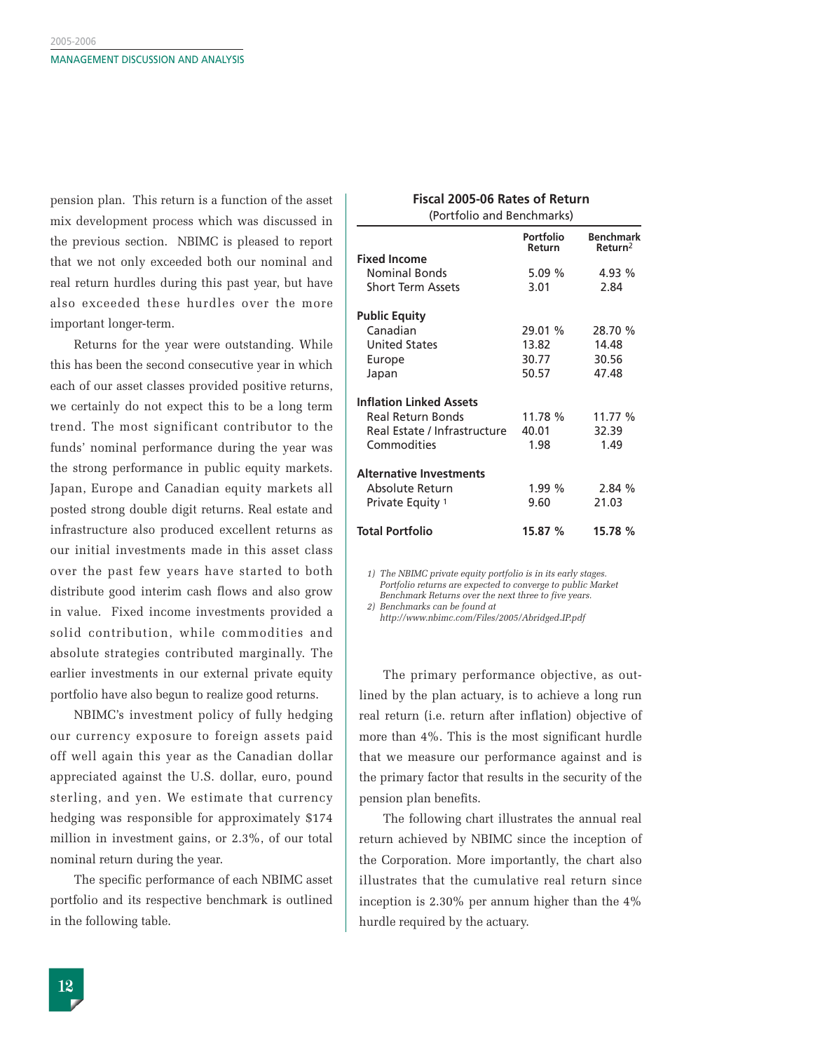pension plan. This return is a function of the asset mix development process which was discussed in the previous section. NBIMC is pleased to report that we not only exceeded both our nominal and real return hurdles during this past year, but have also exceeded these hurdles over the more important longer-term.

Returns for the year were outstanding. While this has been the second consecutive year in which each of our asset classes provided positive returns, we certainly do not expect this to be a long term trend. The most significant contributor to the funds' nominal performance during the year was the strong performance in public equity markets. Japan, Europe and Canadian equity markets all posted strong double digit returns. Real estate and infrastructure also produced excellent returns as our initial investments made in this asset class over the past few years have started to both distribute good interim cash flows and also grow in value. Fixed income investments provided a solid contribution, while commodities and absolute strategies contributed marginally. The earlier investments in our external private equity portfolio have also begun to realize good returns.

NBIMC's investment policy of fully hedging our currency exposure to foreign assets paid off well again this year as the Canadian dollar appreciated against the U.S. dollar, euro, pound sterling, and yen. We estimate that currency hedging was responsible for approximately $174 million in investment gains, or 2.3%, of our total nominal return during the year.

The specific performance of each NBIMC asset portfolio and its respective benchmark is outlined in the following table.

**Fiscal 2005-06 Rates of Return**
(Portfolio and Benchmarks)

| | Portfolio Return | Benchmark Return[2] |
|---|---|---|
| **Fixed Income** | | |
| Nominal Bonds | 5.09 % | 4.93 % |
| Short Term Assets | 3.01 | 2.84 |
| **Public Equity** | | |
| Canadian | 29.01 % | 28.70 % |
| United States | 13.82 | 14.48 |
| Europe | 30.77 | 30.56 |
| Japan | 50.57 | 47.48 |
| **Inflation Linked Assets** | | |
| Real Return Bonds | 11.78 % | 11.77 % |
| Real Estate / Infrastructure | 40.01 | 32.39 |
| Commodities | 1.98 | 1.49 |
| **Alternative Investments** | | |
| Absolute Return | 1.99 % | 2.84 % |
| Private Equity [1] | 9.60 | 21.03 |
| **Total Portfolio** | **15.87 %** | **15.78 %** |

*1) The NBIMC private equity portfolio is in its early stages. Portfolio returns are expected to converge to public Market Benchmark Returns over the next three to five years.*
*2) Benchmarks can be found at http://www.nbimc.com/Files/2005/Abridged.IP.pdf*

The primary performance objective, as outlined by the plan actuary, is to achieve a long run real return (i.e. return after inflation) objective of more than 4%. This is the most significant hurdle that we measure our performance against and is the primary factor that results in the security of the pension plan benefits.

The following chart illustrates the annual real return achieved by NBIMC since the inception of the Corporation. More importantly, the chart also illustrates that the cumulative real return since inception is 2.30% per annum higher than the 4% hurdle required by the actuary.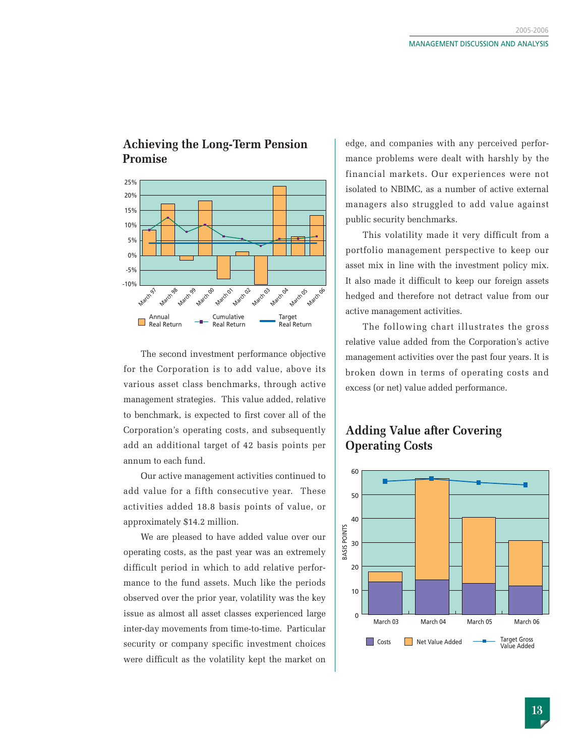## Achieving the Long-Term Pension Promise

The second investment performance objective for the Corporation is to add value, above its various asset class benchmarks, through active management strategies. This value added, relative to benchmark, is expected to first cover all of the Corporation's operating costs, and subsequently add an additional target of 42 basis points per annum to each fund.

Our active management activities continued to add value for a fifth consecutive year. These activities added 18.8 basis points of value, or approximately $14.2 million.

We are pleased to have added value over our operating costs, as the past year was an extremely difficult period in which to add relative performance to the fund assets. Much like the periods observed over the prior year, volatility was the key issue as almost all asset classes experienced large inter-day movements from time-to-time. Particular security or company specific investment choices were difficult as the volatility kept the market on edge, and companies with any perceived performance problems were dealt with harshly by the financial markets. Our experiences were not isolated to NBIMC, as a number of active external managers also struggled to add value against public security benchmarks.

This volatility made it very difficult from a portfolio management perspective to keep our asset mix in line with the investment policy mix. It also made it difficult to keep our foreign assets hedged and therefore not detract value from our active management activities.

The following chart illustrates the gross relative value added from the Corporation's active management activities over the past four years. It is broken down in terms of operating costs and excess (or net) value added performance.

## Adding Value after Covering Operating Costs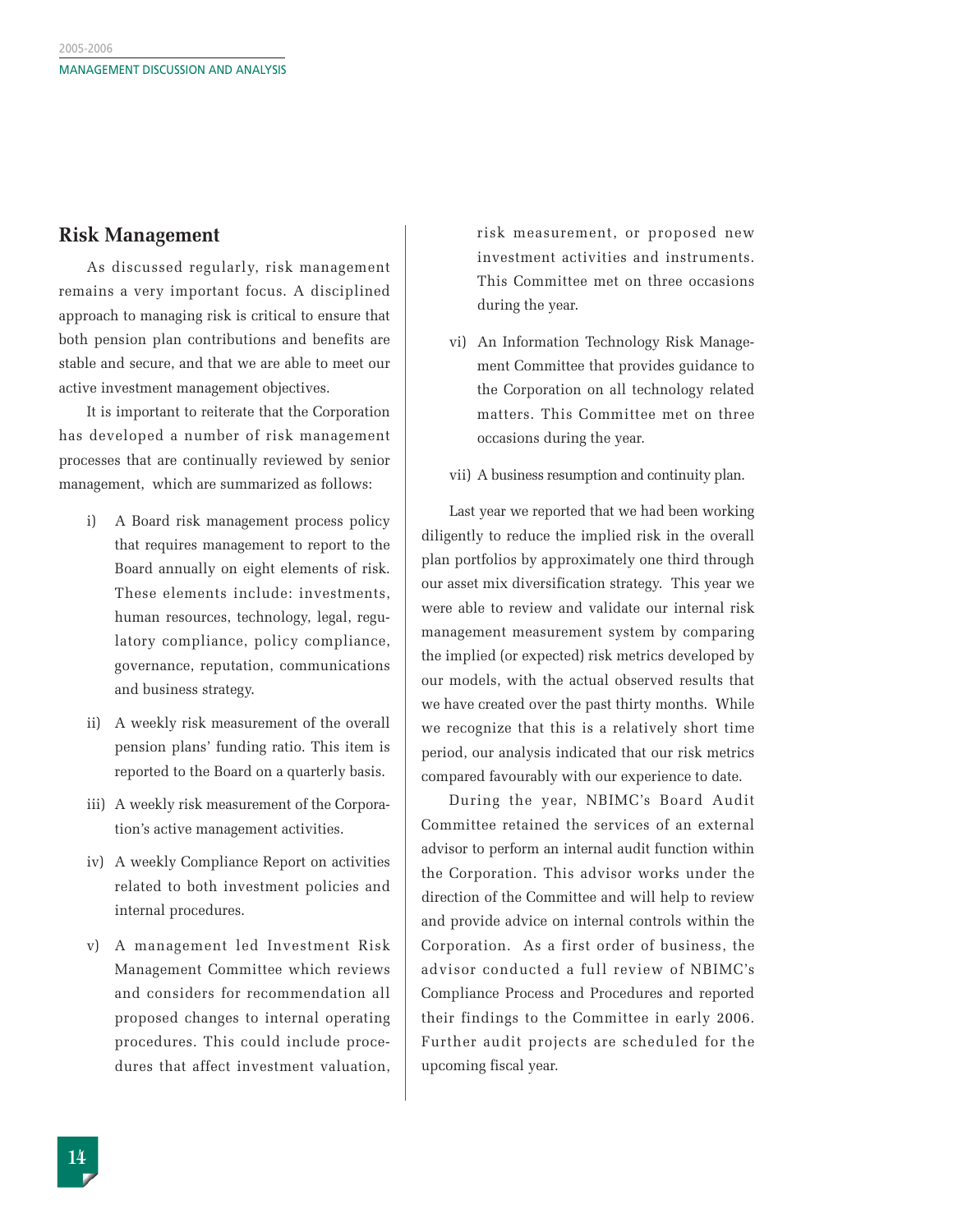## Risk Management

As discussed regularly, risk management remains a very important focus. A disciplined approach to managing risk is critical to ensure that both pension plan contributions and benefits are stable and secure, and that we are able to meet our active investment management objectives.

It is important to reiterate that the Corporation has developed a number of risk management processes that are continually reviewed by senior management, which are summarized as follows:

i) A Board risk management process policy that requires management to report to the Board annually on eight elements of risk. These elements include: investments, human resources, technology, legal, regulatory compliance, policy compliance, governance, reputation, communications and business strategy.

ii) A weekly risk measurement of the overall pension plans' funding ratio. This item is reported to the Board on a quarterly basis.

iii) A weekly risk measurement of the Corporation's active management activities.

iv) A weekly Compliance Report on activities related to both investment policies and internal procedures.

v) A management led Investment Risk Management Committee which reviews and considers for recommendation all proposed changes to internal operating procedures. This could include procedures that affect investment valuation, risk measurement, or proposed new investment activities and instruments. This Committee met on three occasions during the year.

vi) An Information Technology Risk Management Committee that provides guidance to the Corporation on all technology related matters. This Committee met on three occasions during the year.

vii) A business resumption and continuity plan.

Last year we reported that we had been working diligently to reduce the implied risk in the overall plan portfolios by approximately one third through our asset mix diversification strategy. This year we were able to review and validate our internal risk management measurement system by comparing the implied (or expected) risk metrics developed by our models, with the actual observed results that we have created over the past thirty months. While we recognize that this is a relatively short time period, our analysis indicated that our risk metrics compared favourably with our experience to date.

During the year, NBIMC's Board Audit Committee retained the services of an external advisor to perform an internal audit function within the Corporation. This advisor works under the direction of the Committee and will help to review and provide advice on internal controls within the Corporation. As a first order of business, the advisor conducted a full review of NBIMC's Compliance Process and Procedures and reported their findings to the Committee in early 2006. Further audit projects are scheduled for the upcoming fiscal year.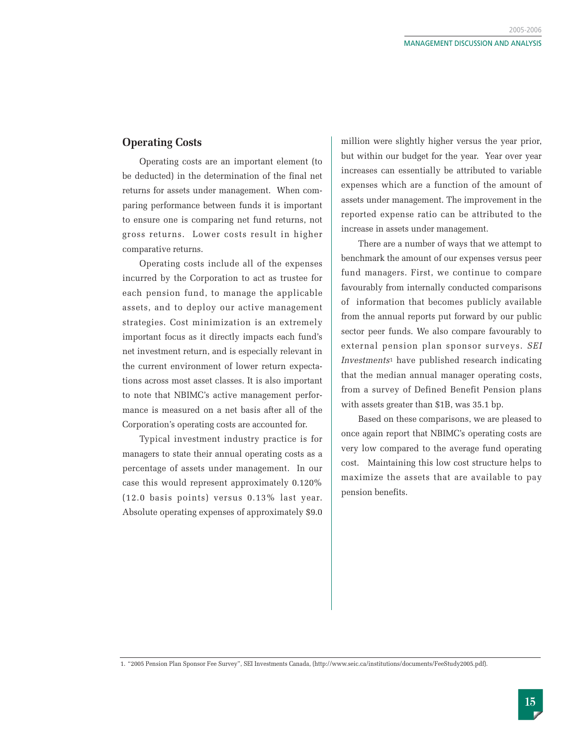## Operating Costs

Operating costs are an important element (to be deducted) in the determination of the final net returns for assets under management. When comparing performance between funds it is important to ensure one is comparing net fund returns, not gross returns. Lower costs result in higher comparative returns.

Operating costs include all of the expenses incurred by the Corporation to act as trustee for each pension fund, to manage the applicable assets, and to deploy our active management strategies. Cost minimization is an extremely important focus as it directly impacts each fund's net investment return, and is especially relevant in the current environment of lower return expectations across most asset classes. It is also important to note that NBIMC's active management performance is measured on a net basis after all of the Corporation's operating costs are accounted for.

Typical investment industry practice is for managers to state their annual operating costs as a percentage of assets under management. In our case this would represent approximately 0.120% (12.0 basis points) versus 0.13% last year. Absolute operating expenses of approximately $9.0 million were slightly higher versus the year prior, but within our budget for the year. Year over year increases can essentially be attributed to variable expenses which are a function of the amount of assets under management. The improvement in the reported expense ratio can be attributed to the increase in assets under management.

There are a number of ways that we attempt to benchmark the amount of our expenses versus peer fund managers. First, we continue to compare favourably from internally conducted comparisons of information that becomes publicly available from the annual reports put forward by our public sector peer funds. We also compare favourably to external pension plan sponsor surveys. *SEI Investments*[1] have published research indicating that the median annual manager operating costs, from a survey of Defined Benefit Pension plans with assets greater than $1B, was 35.1 bp.

Based on these comparisons, we are pleased to once again report that NBIMC's operating costs are very low compared to the average fund operating cost. Maintaining this low cost structure helps to maximize the assets that are available to pay pension benefits.

---

1. "2005 Pension Plan Sponsor Fee Survey", SEI Investments Canada, (http://www.seic.ca/institutions/documents/FeeStudy2005.pdf).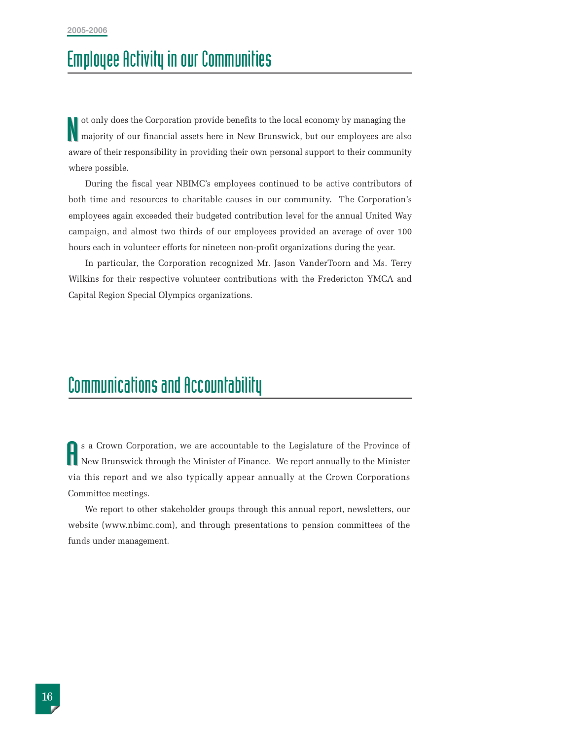## Employee Activity in our Communities

Not only does the Corporation provide benefits to the local economy by managing the majority of our financial assets here in New Brunswick, but our employees are also aware of their responsibility in providing their own personal support to their community where possible.

During the fiscal year NBIMC's employees continued to be active contributors of both time and resources to charitable causes in our community. The Corporation's employees again exceeded their budgeted contribution level for the annual United Way campaign, and almost two thirds of our employees provided an average of over 100 hours each in volunteer efforts for nineteen non-profit organizations during the year.

In particular, the Corporation recognized Mr. Jason VanderToorn and Ms. Terry Wilkins for their respective volunteer contributions with the Fredericton YMCA and Capital Region Special Olympics organizations.

## Communications and Accountability

As a Crown Corporation, we are accountable to the Legislature of the Province of New Brunswick through the Minister of Finance. We report annually to the Minister via this report and we also typically appear annually at the Crown Corporations Committee meetings.

We report to other stakeholder groups through this annual report, newsletters, our website (www.nbimc.com), and through presentations to pension committees of the funds under management.